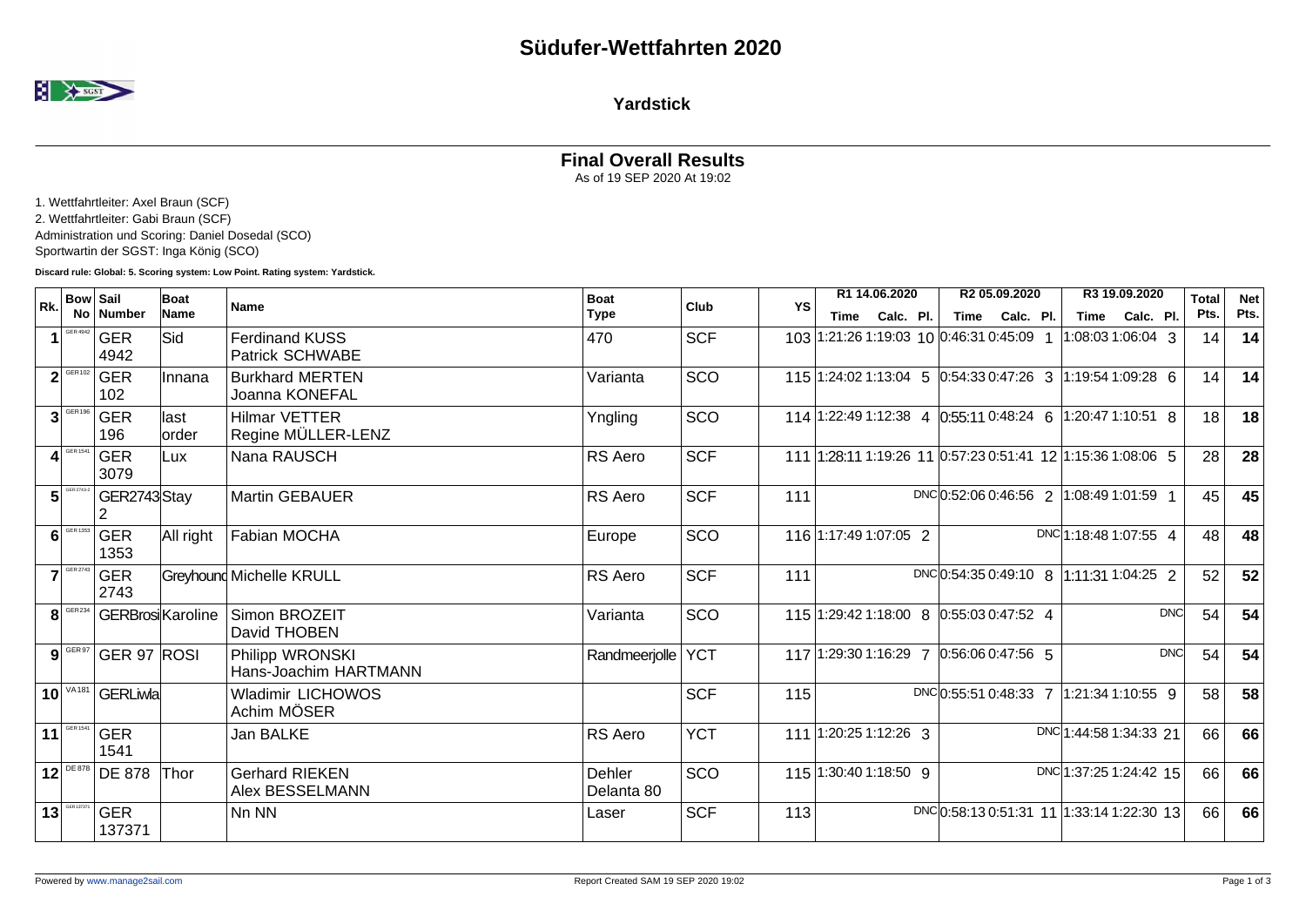# Südufer-Wettfahrten 2020

## Yardstick

### Final Overall Results

As of 19 SEP 2020 At 19:02

1. Wettfahrtleiter: Axel Braun (SCF)
2. Wettfahrtleiter: Gabi Braun (SCF)

Administration und Scoring: Daniel Dosedal (SCO)
Sportwartin der SGST: Inga König (SCO)

**Discard rule: Global: 5. Scoring system: Low Point. Rating system: Yardstick.**

| Rk. | Bow No | Sail Number | Boat Name | Name | Boat Type | Club | YS | R1 14.06.2020 Time | Calc. | Pl. | R2 05.09.2020 Time | Calc. | Pl. | R3 19.09.2020 Time | Calc. | Pl. | Total Pts. | Net Pts. |
|---|---|---|---|---|---|---|---|---|---|---|---|---|---|---|---|---|---|---|
| 1 | GER 4942 | GER 4942 | Sid | Ferdinand KUSS<br>Patrick SCHWABE | 470 | SCF | 103 | 1:21:26 | 1:19:03 | 10 | 0:46:31 | 0:45:09 | 1 | 1:08:03 | 1:06:04 | 3 | 14 | 14 |
| 2 | GER 102 | GER 102 | Innana | Burkhard MERTEN<br>Joanna KONEFAL | Varianta | SCO | 115 | 1:24:02 | 1:13:04 | 5 | 0:54:33 | 0:47:26 | 3 | 1:19:54 | 1:09:28 | 6 | 14 | 14 |
| 3 | GER 196 | GER 196 | last order | Hilmar VETTER<br>Regine MÜLLER-LENZ | Yngling | SCO | 114 | 1:22:49 | 1:12:38 | 4 | 0:55:11 | 0:48:24 | 6 | 1:20:47 | 1:10:51 | 8 | 18 | 18 |
| 4 | GER 1541 | GER 3079 | Lux | Nana RAUSCH | RS Aero | SCF | 111 | 1:28:11 | 1:19:26 | 11 | 0:57:23 | 0:51:41 | 12 | 1:15:36 | 1:08:06 | 5 | 28 | 28 |
| 5 | GER 2743-2 | GER2743 2 | Stay | Martin GEBAUER | RS Aero | SCF | 111 | | | DNC | 0:52:06 | 0:46:56 | 2 | 1:08:49 | 1:01:59 | 1 | 45 | 45 |
| 6 | GER 1353 | GER 1353 | All right | Fabian MOCHA | Europe | SCO | 116 | 1:17:49 | 1:07:05 | 2 | | | DNC | 1:18:48 | 1:07:55 | 4 | 48 | 48 |
| 7 | GER 2743 | GER 2743 | Greyhound | Michelle KRULL | RS Aero | SCF | 111 | | | DNC | 0:54:35 | 0:49:10 | 8 | 1:11:31 | 1:04:25 | 2 | 52 | 52 |
| 8 | GER 234 | GERBrosi | Karoline | Simon BROZEIT<br>David THOBEN | Varianta | SCO | 115 | 1:29:42 | 1:18:00 | 8 | 0:55:03 | 0:47:52 | 4 | | | DNC | 54 | 54 |
| 9 | GER 97 | GER 97 | ROSI | Philipp WRONSKI<br>Hans-Joachim HARTMANN | Randmeerjolle | YCT | 117 | 1:29:30 | 1:16:29 | 7 | 0:56:06 | 0:47:56 | 5 | | | DNC | 54 | 54 |
| 10 | VA181 | GERLiwla | | Wladimir LICHOWOS<br>Achim MÖSER | | SCF | 115 | | | DNC | 0:55:51 | 0:48:33 | 7 | 1:21:34 | 1:10:55 | 9 | 58 | 58 |
| 11 | GER 1541 | GER 1541 | | Jan BALKE | RS Aero | YCT | 111 | 1:20:25 | 1:12:26 | 3 | | | DNC | 1:44:58 | 1:34:33 | 21 | 66 | 66 |
| 12 | DE 878 | DE 878 | Thor | Gerhard RIEKEN<br>Alex BESSELMANN | Dehler Delanta 80 | SCO | 115 | 1:30:40 | 1:18:50 | 9 | | | DNC | 1:37:25 | 1:24:42 | 15 | 66 | 66 |
| 13 | GER 137371 | GER 137371 | | Nn NN | Laser | SCF | 113 | | | DNC | 0:58:13 | 0:51:31 | 11 | 1:33:14 | 1:22:30 | 13 | 66 | 66 |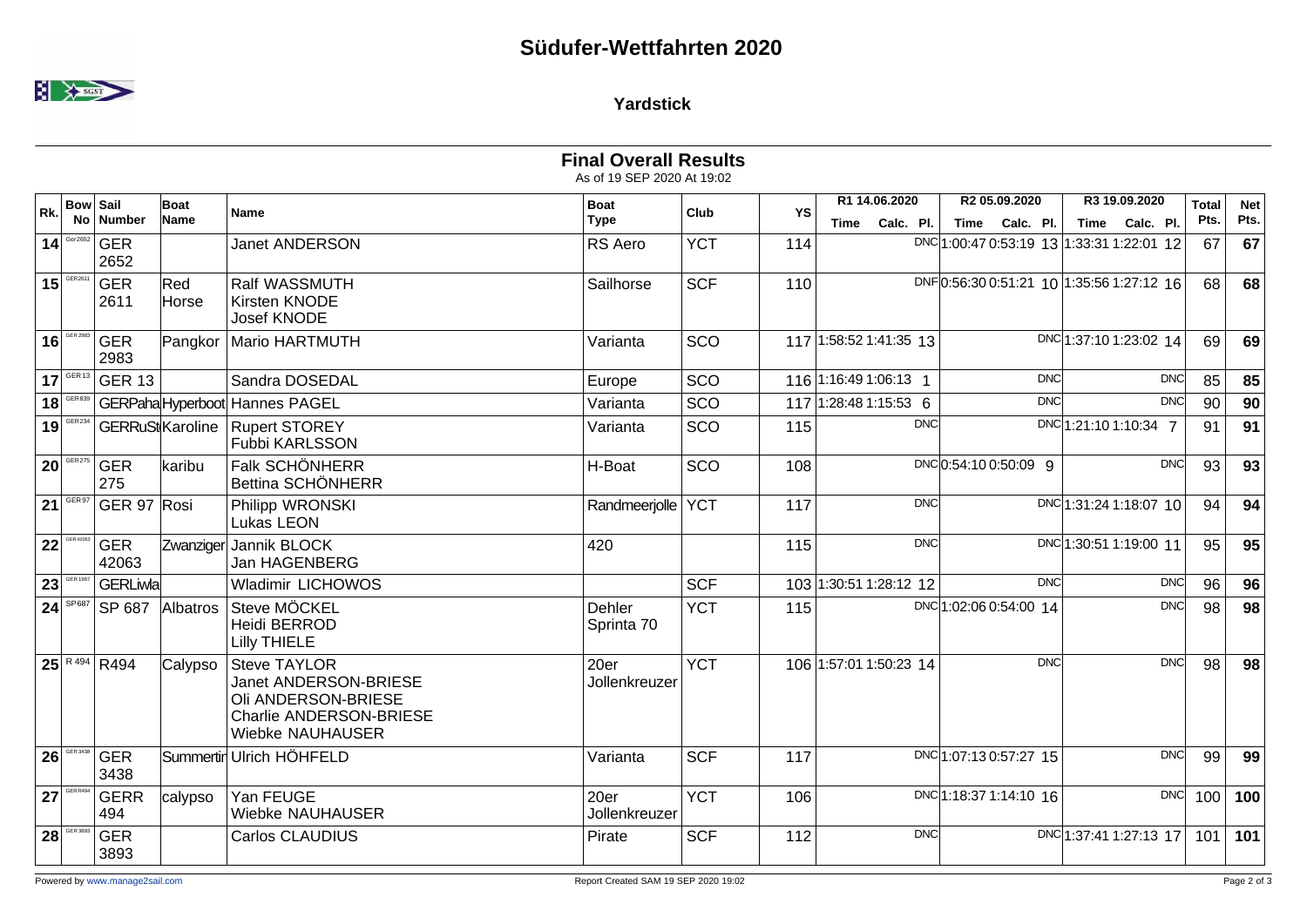# Südufer-Wettfahrten 2020

## Yardstick

### Final Overall Results

As of 19 SEP 2020 At 19:02

| Rk. | Bow No | Sail Number | Boat Name | Name | Boat Type | Club | YS | R1 14.06.2020 Time | R1 Calc. | R1 Pl. | R2 05.09.2020 Time | R2 Calc. | R2 Pl. | R3 19.09.2020 Time | R3 Calc. | R3 Pl. | Total Pts. | Net Pts. |
|---|---|---|---|---|---|---|---|---|---|---|---|---|---|---|---|---|---|---|
| 14 | Ger 2652 | GER 2652 | | Janet ANDERSON | RS Aero | YCT | 114 | | | DNC | 1:00:47 | 0:53:19 | 13 | 1:33:31 | 1:22:01 | 12 | 67 | 67 |
| 15 | GER2611 | GER 2611 | Red Horse | Ralf WASSMUTH<br>Kirsten KNODE<br>Josef KNODE | Sailhorse | SCF | 110 | | | DNF | 0:56:30 | 0:51:21 | 10 | 1:35:56 | 1:27:12 | 16 | 68 | 68 |
| 16 | GER 2983 | GER 2983 | Pangkor | Mario HARTMUTH | Varianta | SCO | 117 | 1:58:52 | 1:41:35 | 13 | | | DNC | 1:37:10 | 1:23:02 | 14 | 69 | 69 |
| 17 | GER 13 | GER 13 | | Sandra DOSEDAL | Europe | SCO | 116 | 1:16:49 | 1:06:13 | 1 | | | DNC | | | DNC | 85 | 85 |
| 18 | GER839 | GERPaha | Hyperboot | Hannes PAGEL | Varianta | SCO | 117 | 1:28:48 | 1:15:53 | 6 | | | DNC | | | DNC | 90 | 90 |
| 19 | GER234 | GERRuSt | Karoline | Rupert STOREY<br>Fubbi KARLSSON | Varianta | SCO | 115 | | | DNC | | | DNC | 1:21:10 | 1:10:34 | 7 | 91 | 91 |
| 20 | GER275 | GER 275 | karibu | Falk SCHÖNHERR<br>Bettina SCHÖNHERR | H-Boat | SCO | 108 | | | DNC | 0:54:10 | 0:50:09 | 9 | | | DNC | 93 | 93 |
| 21 | GER97 | GER 97 | Rosi | Philipp WRONSKI<br>Lukas LEON | Randmeerjolle | YCT | 117 | | | DNC | | | DNC | 1:31:24 | 1:18:07 | 10 | 94 | 94 |
| 22 | GER42063 | GER 42063 | Zwanziger | Jannik BLOCK<br>Jan HAGENBERG | 420 | | 115 | | | DNC | | | DNC | 1:30:51 | 1:19:00 | 11 | 95 | 95 |
| 23 | GER1967 | GERLiwla | | Wladimir LICHOWOS | | SCF | 103 | 1:30:51 | 1:28:12 | 12 | | | DNC | | | DNC | 96 | 96 |
| 24 | SP687 | SP 687 | Albatros | Steve MÖCKEL<br>Heidi BERROD<br>Lilly THIELE | Dehler Sprinta 70 | YCT | 115 | | | DNC | 1:02:06 | 0:54:00 | 14 | | | DNC | 98 | 98 |
| 25 | R 494 | R494 | Calypso | Steve TAYLOR<br>Janet ANDERSON-BRIESE<br>Oli ANDERSON-BRIESE<br>Charlie ANDERSON-BRIESE<br>Wiebke NAUHAUSER | 20er Jollenkreuzer | YCT | 106 | 1:57:01 | 1:50:23 | 14 | | | DNC | | | DNC | 98 | 98 |
| 26 | GER3438 | GER 3438 | Summertin | Ulrich HÖHFELD | Varianta | SCF | 117 | | | DNC | 1:07:13 | 0:57:27 | 15 | | | DNC | 99 | 99 |
| 27 | GERR494 | GERR 494 | calypso | Yan FEUGE<br>Wiebke NAUHAUSER | 20er Jollenkreuzer | YCT | 106 | | | DNC | 1:18:37 | 1:14:10 | 16 | | | DNC | 100 | 100 |
| 28 | GER3893 | GER 3893 | | Carlos CLAUDIUS | Pirate | SCF | 112 | | | DNC | | | DNC | 1:37:41 | 1:27:13 | 17 | 101 | 101 |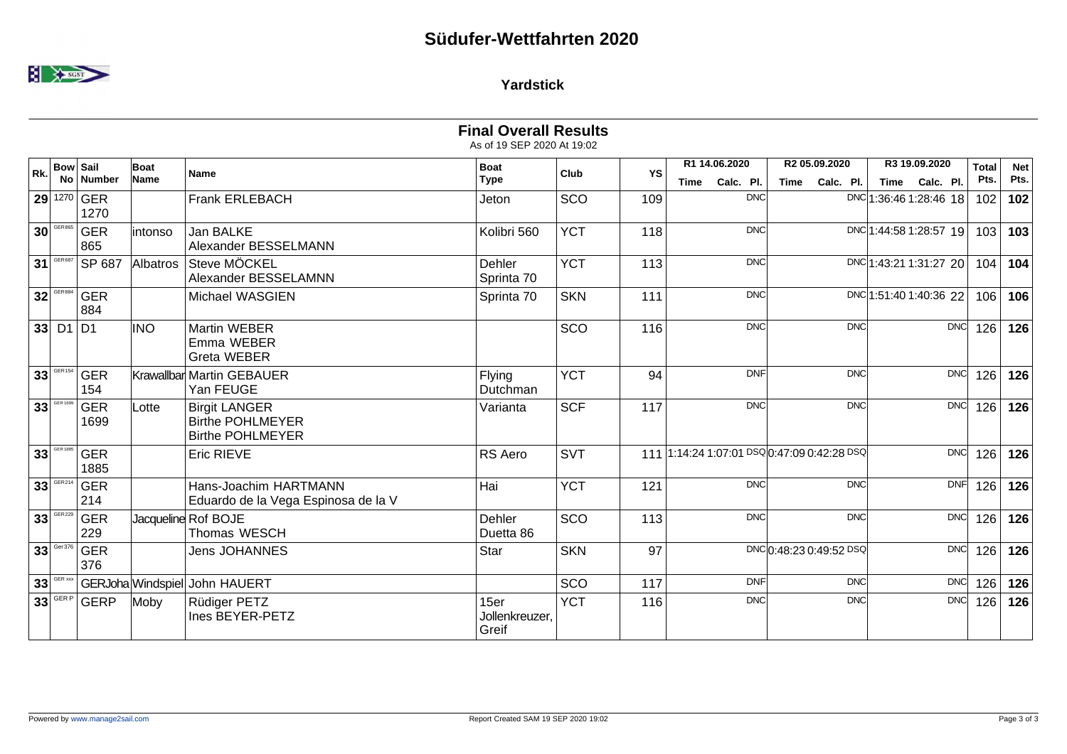# Südufer-Wettfahrten 2020

## Yardstick

### Final Overall Results

As of 19 SEP 2020 At 19:02

| Rk. | Bow No | Sail Number | Boat Name | Name | Boat Type | Club | YS | R1 14.06.2020 | | | R2 05.09.2020 | | | R3 19.09.2020 | | | Total Pts. | Net Pts. |
|---|---|---|---|---|---|---|---|---|---|---|---|---|---|---|---|---|---|---|
| | | | | | | | | Time | Calc. | Pl. | Time | Calc. | Pl. | Time | Calc. | Pl. | | |
| 29 | 1270 | GER 1270 | | Frank ERLEBACH | Jeton | SCO | 109 | | | DNC | | | DNC | 1:36:46 | 1:28:46 | 18 | 102 | 102 |
| 30 | GER 865 | GER 865 | intonso | Jan BALKE<br>Alexander BESSELMANN | Kolibri 560 | YCT | 118 | | | DNC | | | DNC | 1:44:58 | 1:28:57 | 19 | 103 | 103 |
| 31 | GER 687 | SP 687 | Albatros | Steve MÖCKEL<br>Alexander BESSELAMNN | Dehler Sprinta 70 | YCT | 113 | | | DNC | | | DNC | 1:43:21 | 1:31:27 | 20 | 104 | 104 |
| 32 | GER 884 | GER 884 | | Michael WASGIEN | Sprinta 70 | SKN | 111 | | | DNC | | | DNC | 1:51:40 | 1:40:36 | 22 | 106 | 106 |
| 33 | D1 | D1 | INO | Martin WEBER<br>Emma WEBER<br>Greta WEBER | | SCO | 116 | | | DNC | | | DNC | | | DNC | 126 | 126 |
| 33 | GER 154 | GER 154 | Krawallbar | Martin GEBAUER<br>Yan FEUGE | Flying Dutchman | YCT | 94 | | | DNF | | | DNC | | | DNC | 126 | 126 |
| 33 | GER 1699 | GER 1699 | Lotte | Birgit LANGER<br>Birthe POHLMEYER<br>Birthe POHLMEYER | Varianta | SCF | 117 | | | DNC | | | DNC | | | DNC | 126 | 126 |
| 33 | GER 1885 | GER 1885 | | Eric RIEVE | RS Aero | SVT | 111 | 1:14:24 | 1:07:01 | DSQ | 0:47:09 | 0:42:28 | DSQ | | | DNC | 126 | 126 |
| 33 | GER 214 | GER 214 | | Hans-Joachim HARTMANN<br>Eduardo de la Vega Espinosa de la V | Hai | YCT | 121 | | | DNC | | | DNC | | | DNF | 126 | 126 |
| 33 | GER 229 | GER 229 | Jacqueline | Rof BOJE<br>Thomas WESCH | Dehler Duetta 86 | SCO | 113 | | | DNC | | | DNC | | | DNC | 126 | 126 |
| 33 | Ger 376 | GER 376 | | Jens JOHANNES | Star | SKN | 97 | | | DNC | 0:48:23 | 0:49:52 | DSQ | | | DNC | 126 | 126 |
| 33 | GER xxx | GERJoha | Windspiel | John HAUERT | | SCO | 117 | | | DNF | | | DNC | | | DNC | 126 | 126 |
| 33 | GER P | GERP | Moby | Rüdiger PETZ<br>Ines BEYER-PETZ | 15er Jollenkreuzer, Greif | YCT | 116 | | | DNC | | | DNC | | | DNC | 126 | 126 |

Powered by www.manage2sail.com

Report Created SAM 19 SEP 2020 19:02